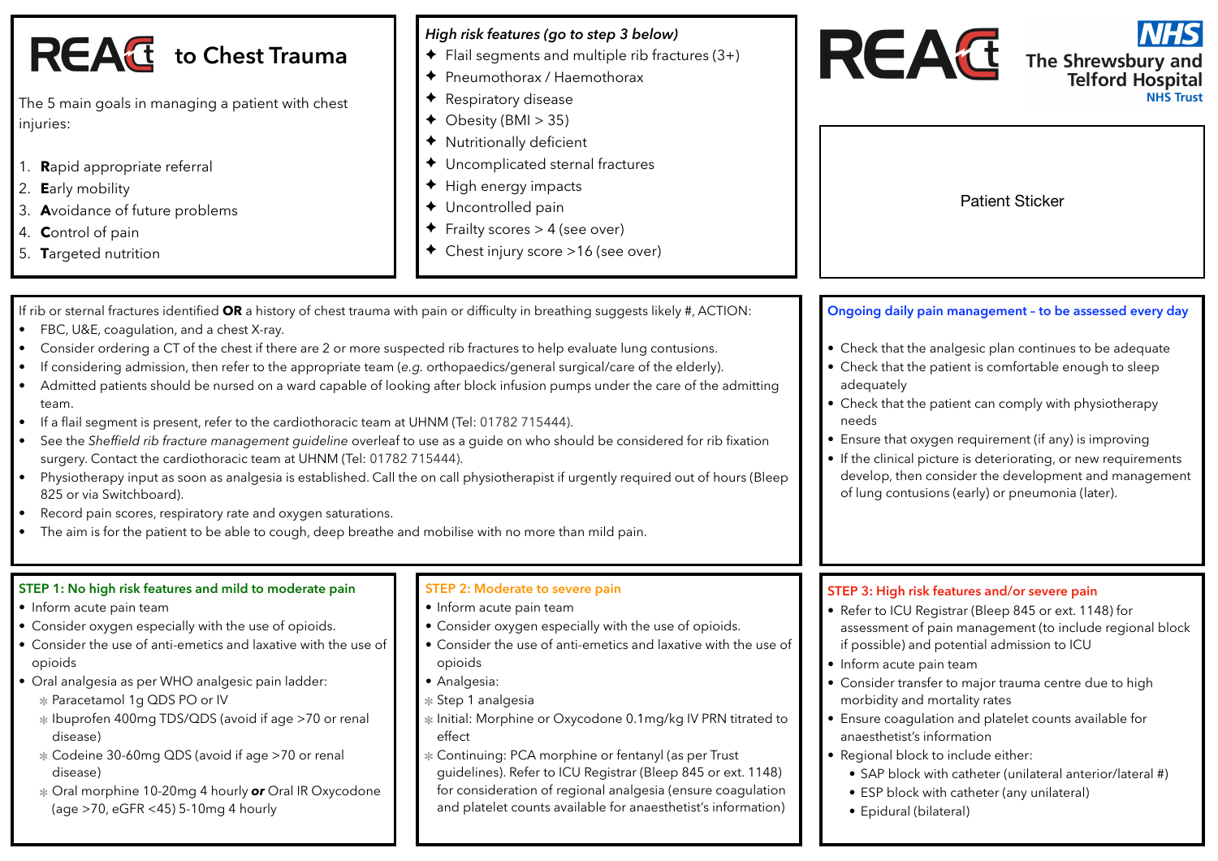# REACT to Chest Trauma

The 5 main goals in managing a patient with chest injuries:

1. **R**apid appropriate referral
2. **E**arly mobility
3. **A**voidance of future problems
4. **C**ontrol of pain
5. **T**argeted nutrition

*High risk features (go to step 3 below)*

- Flail segments and multiple rib fractures (3+)
- Pneumothorax / Haemothorax
- Respiratory disease
- Obesity (BMI > 35)
- Nutritionally deficient
- Uncomplicated sternal fractures
- High energy impacts
- Uncontrolled pain
- Frailty scores > 4 (see over)
- Chest injury score >16 (see over)

REACT

NHS The Shrewsbury and Telford Hospital NHS Trust

Patient Sticker

If rib or sternal fractures identified **OR** a history of chest trauma with pain or difficulty in breathing suggests likely #, ACTION:

- FBC, U&E, coagulation, and a chest X-ray.
- Consider ordering a CT of the chest if there are 2 or more suspected rib fractures to help evaluate lung contusions.
- If considering admission, then refer to the appropriate team (*e.g.* orthopaedics/general surgical/care of the elderly).
- Admitted patients should be nursed on a ward capable of looking after block infusion pumps under the care of the admitting team.
- If a flail segment is present, refer to the cardiothoracic team at UHNM (Tel: 01782 715444).
- See the *Sheffield rib fracture management guideline* overleaf to use as a guide on who should be considered for rib fixation surgery. Contact the cardiothoracic team at UHNM (Tel: 01782 715444).
- Physiotherapy input as soon as analgesia is established. Call the on call physiotherapist if urgently required out of hours (Bleep 825 or via Switchboard).
- Record pain scores, respiratory rate and oxygen saturations.
- The aim is for the patient to be able to cough, deep breathe and mobilise with no more than mild pain.

**Ongoing daily pain management – to be assessed every day**

- Check that the analgesic plan continues to be adequate
- Check that the patient is comfortable enough to sleep adequately
- Check that the patient can comply with physiotherapy needs
- Ensure that oxygen requirement (if any) is improving
- If the clinical picture is deteriorating, or new requirements develop, then consider the development and management of lung contusions (early) or pneumonia (later).

**STEP 1: No high risk features and mild to moderate pain**

- Inform acute pain team
- Consider oxygen especially with the use of opioids.
- Consider the use of anti-emetics and laxative with the use of opioids
- Oral analgesia as per WHO analgesic pain ladder:
  - Paracetamol 1g QDS PO or IV
  - Ibuprofen 400mg TDS/QDS (avoid if age >70 or renal disease)
  - Codeine 30-60mg QDS (avoid if age >70 or renal disease)
  - Oral morphine 10-20mg 4 hourly ***or*** Oral IR Oxycodone (age >70, eGFR <45) 5-10mg 4 hourly

**STEP 2: Moderate to severe pain**

- Inform acute pain team
- Consider oxygen especially with the use of opioids.
- Consider the use of anti-emetics and laxative with the use of opioids
- Analgesia:
  - Step 1 analgesia
  - Initial: Morphine or Oxycodone 0.1mg/kg IV PRN titrated to effect
  - Continuing: PCA morphine or fentanyl (as per Trust guidelines). Refer to ICU Registrar (Bleep 845 or ext. 1148) for consideration of regional analgesia (ensure coagulation and platelet counts available for anaesthetist's information)

**STEP 3: High risk features and/or severe pain**

- Refer to ICU Registrar (Bleep 845 or ext. 1148) for assessment of pain management (to include regional block if possible) and potential admission to ICU
- Inform acute pain team
- Consider transfer to major trauma centre due to high morbidity and mortality rates
- Ensure coagulation and platelet counts available for anaesthetist's information
- Regional block to include either:
  - SAP block with catheter (unilateral anterior/lateral #)
  - ESP block with catheter (any unilateral)
  - Epidural (bilateral)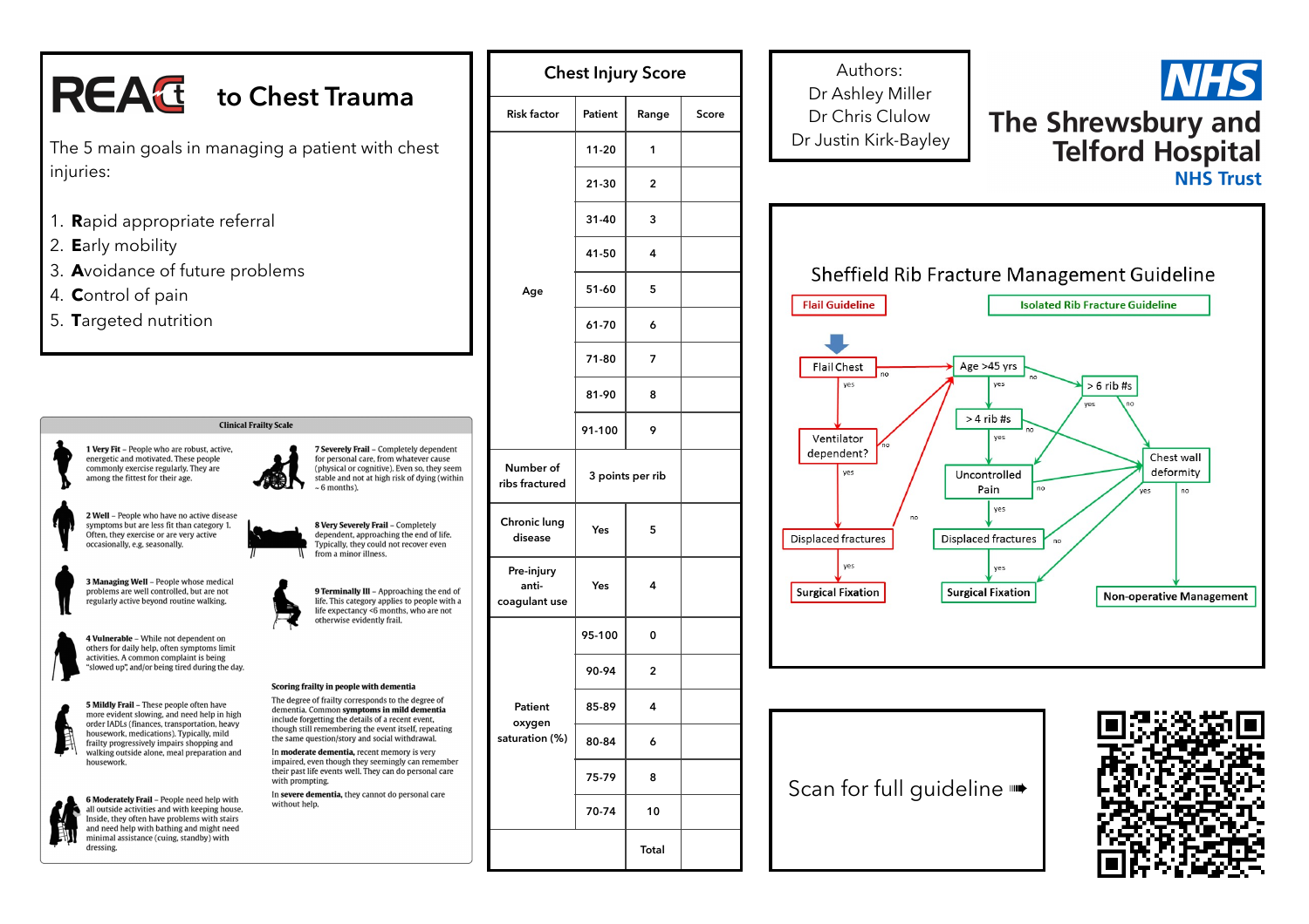# REACT to Chest Trauma

The 5 main goals in managing a patient with chest injuries:

1. **R**apid appropriate referral
2. **E**arly mobility
3. **A**voidance of future problems
4. **C**ontrol of pain
5. **T**argeted nutrition

## Clinical Frailty Scale

**1 Very Fit** – People who are robust, active, energetic and motivated. These people commonly exercise regularly. They are among the fittest for their age.

**2 Well** – People who have no active disease symptoms but are less fit than category 1. Often, they exercise or are very active occasionally, e.g. seasonally.

**3 Managing Well** – People whose medical problems are well controlled, but are not regularly active beyond routine walking.

**4 Vulnerable** – While not dependent on others for daily help, often symptoms limit activities. A common complaint is being "slowed up", and/or being tired during the day.

**5 Mildly Frail** – These people often have more evident slowing, and need help in high order IADLs (finances, transportation, heavy housework, medications). Typically, mild frailty progressively impairs shopping and walking outside alone, meal preparation and housework.

**6 Moderately Frail** – People need help with all outside activities and with keeping house. Inside, they often have problems with stairs and need help with bathing and might need minimal assistance (cuing, standby) with dressing.

**7 Severely Frail** – Completely dependent for personal care, from whatever cause (physical or cognitive). Even so, they seem stable and not at high risk of dying (within ~ 6 months).

**8 Very Severely Frail** – Completely dependent, approaching the end of life. Typically, they could not recover even from a minor illness.

**9 Terminally Ill** – Approaching the end of life. This category applies to people with a life expectancy <6 months, who are not otherwise evidently frail.

**Scoring frailty in people with dementia**

The degree of frailty corresponds to the degree of dementia. Common **symptoms in mild dementia** include forgetting the details of a recent event, though still remembering the event itself, repeating the same question/story and social withdrawal.

In **moderate dementia,** recent memory is very impaired, even though they seemingly can remember their past life events well. They can do personal care with prompting.

In **severe dementia,** they cannot do personal care without help.

## Chest Injury Score

| Risk factor | Patient | Range | Score |
|---|---|---|---|
| Age | 11-20 | 1 | |
| | 21-30 | 2 | |
| | 31-40 | 3 | |
| | 41-50 | 4 | |
| | 51-60 | 5 | |
| | 61-70 | 6 | |
| | 71-80 | 7 | |
| | 81-90 | 8 | |
| | 91-100 | 9 | |
| Number of ribs fractured | 3 points per rib | | |
| Chronic lung disease | Yes | 5 | |
| Pre-injury anti-coagulant use | Yes | 4 | |
| Patient oxygen saturation (%) | 95-100 | 0 | |
| | 90-94 | 2 | |
| | 85-89 | 4 | |
| | 80-84 | 6 | |
| | 75-79 | 8 | |
| | 70-74 | 10 | |
| | | Total | |

Authors:
Dr Ashley Miller
Dr Chris Clulow
Dr Justin Kirk-Bayley

NHS
The Shrewsbury and Telford Hospital
NHS Trust

## Sheffield Rib Fracture Management Guideline

Flail Guideline
Isolated Rib Fracture Guideline

Flail Chest
yes
no
Ventilator dependent?
yes
no
Displaced fractures
yes
no
Surgical Fixation
Age >45 yrs
yes
no
> 4 rib #s
yes
no
Uncontrolled Pain
yes
no
Displaced fractures
yes
no
Surgical Fixation
> 6 rib #s
yes
no
Chest wall deformity
yes
no
Non-operative Management

Scan for full guideline